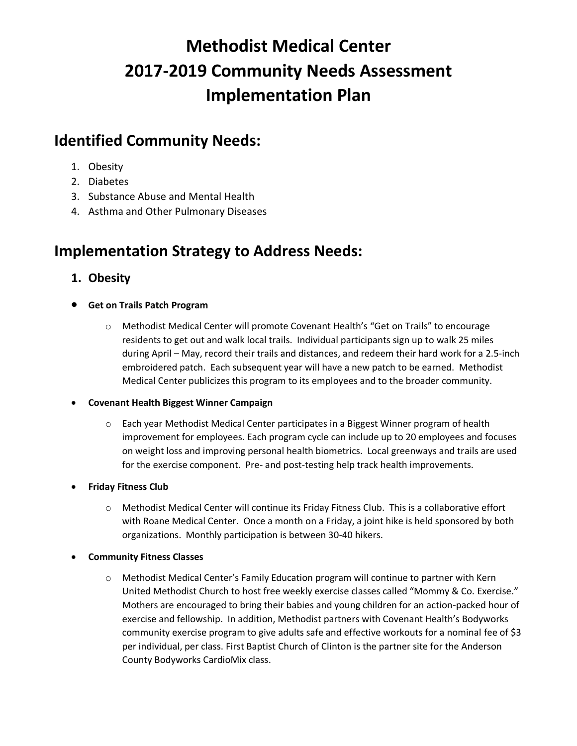# Methodist Medical Center
# 2017-2019 Community Needs Assessment
# Implementation Plan

## Identified Community Needs:

1. Obesity
2. Diabetes
3. Substance Abuse and Mental Health
4. Asthma and Other Pulmonary Diseases

## Implementation Strategy to Address Needs:

### 1. Obesity

- **Get on Trails Patch Program**
  - Methodist Medical Center will promote Covenant Health's "Get on Trails" to encourage residents to get out and walk local trails. Individual participants sign up to walk 25 miles during April – May, record their trails and distances, and redeem their hard work for a 2.5-inch embroidered patch. Each subsequent year will have a new patch to be earned. Methodist Medical Center publicizes this program to its employees and to the broader community.

- **Covenant Health Biggest Winner Campaign**
  - Each year Methodist Medical Center participates in a Biggest Winner program of health improvement for employees. Each program cycle can include up to 20 employees and focuses on weight loss and improving personal health biometrics. Local greenways and trails are used for the exercise component. Pre- and post-testing help track health improvements.

- **Friday Fitness Club**
  - Methodist Medical Center will continue its Friday Fitness Club. This is a collaborative effort with Roane Medical Center. Once a month on a Friday, a joint hike is held sponsored by both organizations. Monthly participation is between 30-40 hikers.

- **Community Fitness Classes**
  - Methodist Medical Center's Family Education program will continue to partner with Kern United Methodist Church to host free weekly exercise classes called "Mommy & Co. Exercise." Mothers are encouraged to bring their babies and young children for an action-packed hour of exercise and fellowship. In addition, Methodist partners with Covenant Health's Bodyworks community exercise program to give adults safe and effective workouts for a nominal fee of $3 per individual, per class. First Baptist Church of Clinton is the partner site for the Anderson County Bodyworks CardioMix class.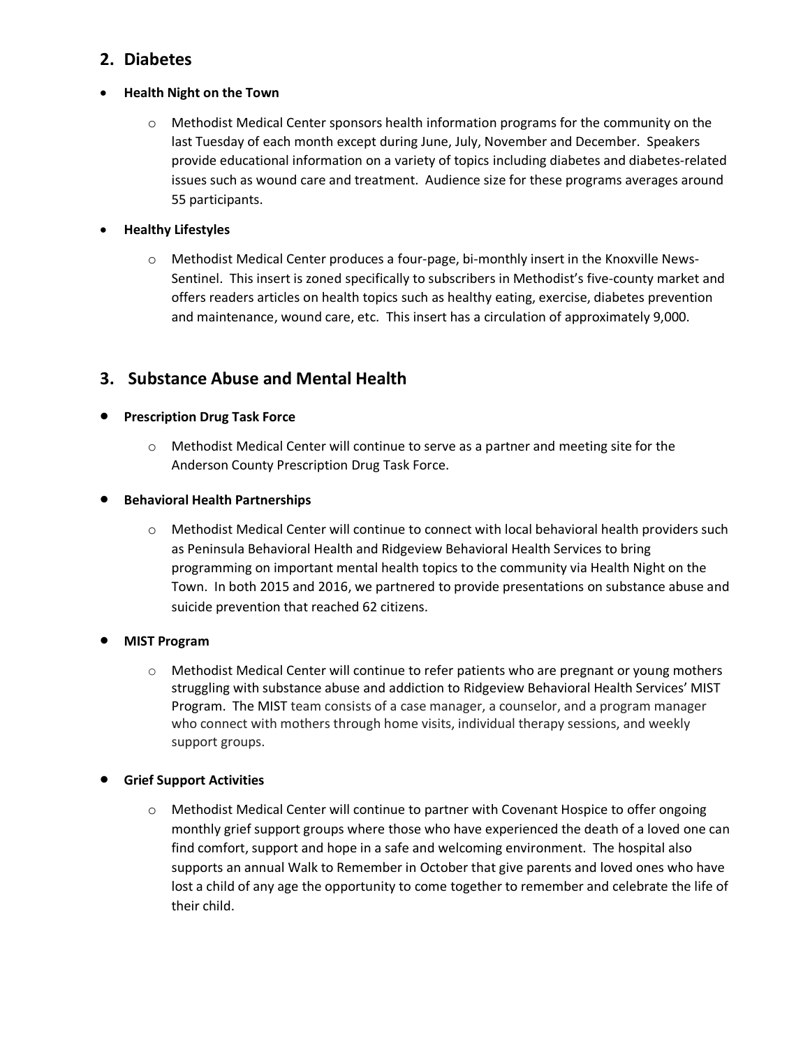## 2. Diabetes

- **Health Night on the Town**
  - Methodist Medical Center sponsors health information programs for the community on the last Tuesday of each month except during June, July, November and December. Speakers provide educational information on a variety of topics including diabetes and diabetes-related issues such as wound care and treatment. Audience size for these programs averages around 55 participants.

- **Healthy Lifestyles**
  - Methodist Medical Center produces a four-page, bi-monthly insert in the Knoxville News-Sentinel. This insert is zoned specifically to subscribers in Methodist's five-county market and offers readers articles on health topics such as healthy eating, exercise, diabetes prevention and maintenance, wound care, etc. This insert has a circulation of approximately 9,000.

## 3. Substance Abuse and Mental Health

- **Prescription Drug Task Force**
  - Methodist Medical Center will continue to serve as a partner and meeting site for the Anderson County Prescription Drug Task Force.

- **Behavioral Health Partnerships**
  - Methodist Medical Center will continue to connect with local behavioral health providers such as Peninsula Behavioral Health and Ridgeview Behavioral Health Services to bring programming on important mental health topics to the community via Health Night on the Town. In both 2015 and 2016, we partnered to provide presentations on substance abuse and suicide prevention that reached 62 citizens.

- **MIST Program**
  - Methodist Medical Center will continue to refer patients who are pregnant or young mothers struggling with substance abuse and addiction to Ridgeview Behavioral Health Services' MIST Program. The MIST team consists of a case manager, a counselor, and a program manager who connect with mothers through home visits, individual therapy sessions, and weekly support groups.

- **Grief Support Activities**
  - Methodist Medical Center will continue to partner with Covenant Hospice to offer ongoing monthly grief support groups where those who have experienced the death of a loved one can find comfort, support and hope in a safe and welcoming environment. The hospital also supports an annual Walk to Remember in October that give parents and loved ones who have lost a child of any age the opportunity to come together to remember and celebrate the life of their child.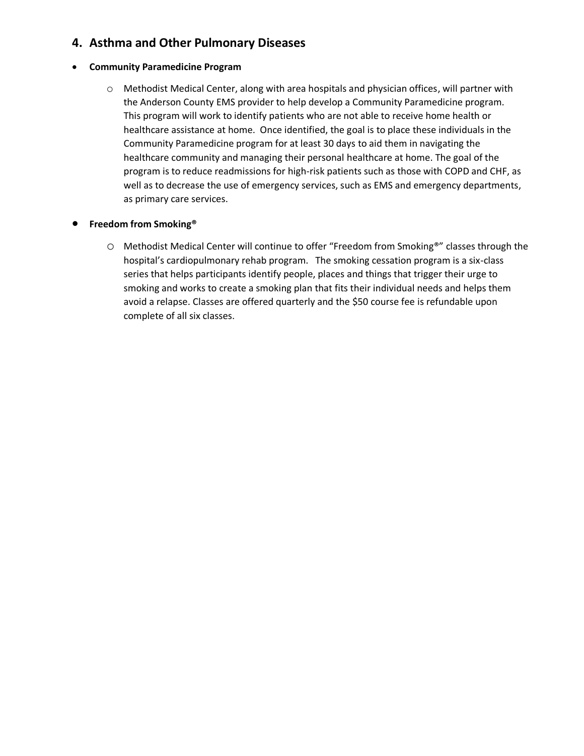## 4. Asthma and Other Pulmonary Diseases

- **Community Paramedicine Program**
  - Methodist Medical Center, along with area hospitals and physician offices, will partner with the Anderson County EMS provider to help develop a Community Paramedicine program. This program will work to identify patients who are not able to receive home health or healthcare assistance at home. Once identified, the goal is to place these individuals in the Community Paramedicine program for at least 30 days to aid them in navigating the healthcare community and managing their personal healthcare at home. The goal of the program is to reduce readmissions for high-risk patients such as those with COPD and CHF, as well as to decrease the use of emergency services, such as EMS and emergency departments, as primary care services.

- **Freedom from Smoking®**
  - Methodist Medical Center will continue to offer "Freedom from Smoking®" classes through the hospital's cardiopulmonary rehab program. The smoking cessation program is a six-class series that helps participants identify people, places and things that trigger their urge to smoking and works to create a smoking plan that fits their individual needs and helps them avoid a relapse. Classes are offered quarterly and the $50 course fee is refundable upon complete of all six classes.